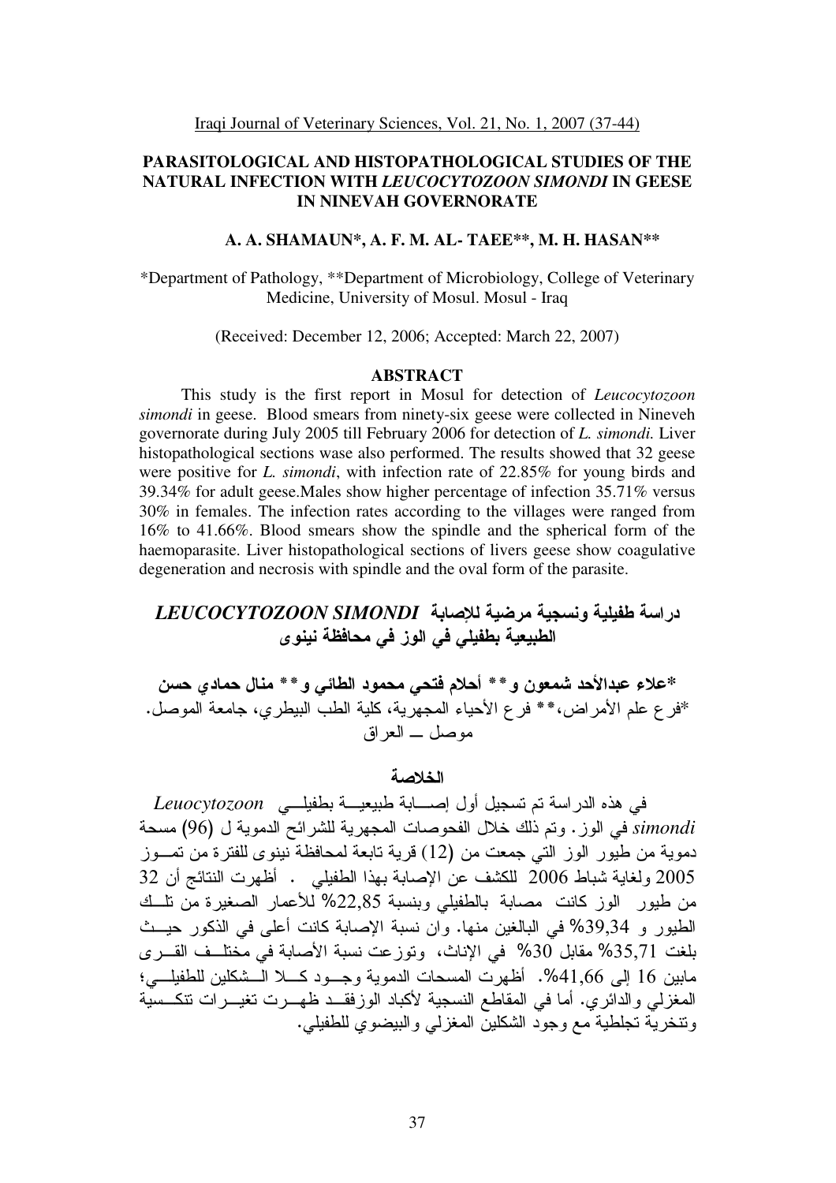# PARASITOLOGICAL AND HISTOPATHOLOGICAL STUDIES OF THE NATURAL INFECTION WITH *LEUCOCYTOZOON SIMONDI* IN GEESE IN NINEVAH GOVERNORATE

**A. A. SHAMAUN\*, A. F. M. AL- TAEE\*\*, M. H. HASAN\*\***

\*Department of Pathology, \*\*Department of Microbiology, College of Veterinary Medicine, University of Mosul. Mosul - Iraq

(Received: December 12, 2006; Accepted: March 22, 2007)

## ABSTRACT

This study is the first report in Mosul for detection of *Leucocytozoon simondi* in geese. Blood smears from ninety-six geese were collected in Nineveh governorate during July 2005 till February 2006 for detection of *L. simondi.* Liver histopathological sections wase also performed. The results showed that 32 geese were positive for *L. simondi*, with infection rate of 22.85% for young birds and 39.34% for adult geese.Males show higher percentage of infection 35.71% versus 30% in females. The infection rates according to the villages were ranged from 16% to 41.66%. Blood smears show the spindle and the spherical form of the haemoparasite. Liver histopathological sections of livers geese show coagulative degeneration and necrosis with spindle and the oval form of the parasite.

# دراسة طفيلية ونسجية مرضية للإصابة *LEUCOCYTOZOON SIMONDI* الطبيعية بطفيلي في الوز في محافظة نينوى

**\*علاء عبدالأحد شمعون و\*\* أحلام فتحي محمود الطائي و\*\* منال حمادي حسن**

\*فرع علم الأمراض،\*\* فرع الأحياء المجهرية، كلية الطب البيطري، جامعة الموصل. موصل ــ العراق

## الخلاصة

في هذه الدراسة تم تسجيل أول إصابة طبيعية بطفيلي *Leuocytozoon simondi* في الوز. وتم ذلك خلال الفحوصات المجهرية للشرائح الدموية ل (96) مسحة دموية من طيور الوز التي جمعت من (12) قرية تابعة لمحافظة نينوى للفترة من تموز 2005 ولغاية شباط 2006 للكشف عن الإصابة بهذا الطفيلي . أظهرت النتائج أن 32 من طيور الوز كانت مصابة بالطفيلي وبنسبة 22,85% للأعمار الصغيرة من تلك الطيور و 39,34% في البالغين منها. وان نسبة الإصابة كانت أعلى في الذكور حيث بلغت 35,71% مقابل 30% في الإناث، وتوزعت نسبة الأصابة في مختلف القرى مابين 16 إلى 41,66%. أظهرت المسحات الدموية وجود كلا الشكلين للطفيلي؛ المغزلي والدائري. أما في المقاطع النسجية لأكباد الوزفقد ظهرت تغيرات تنكسية وتنخرية تجلطية مع وجود الشكلين المغزلي والبيضوي للطفيلي.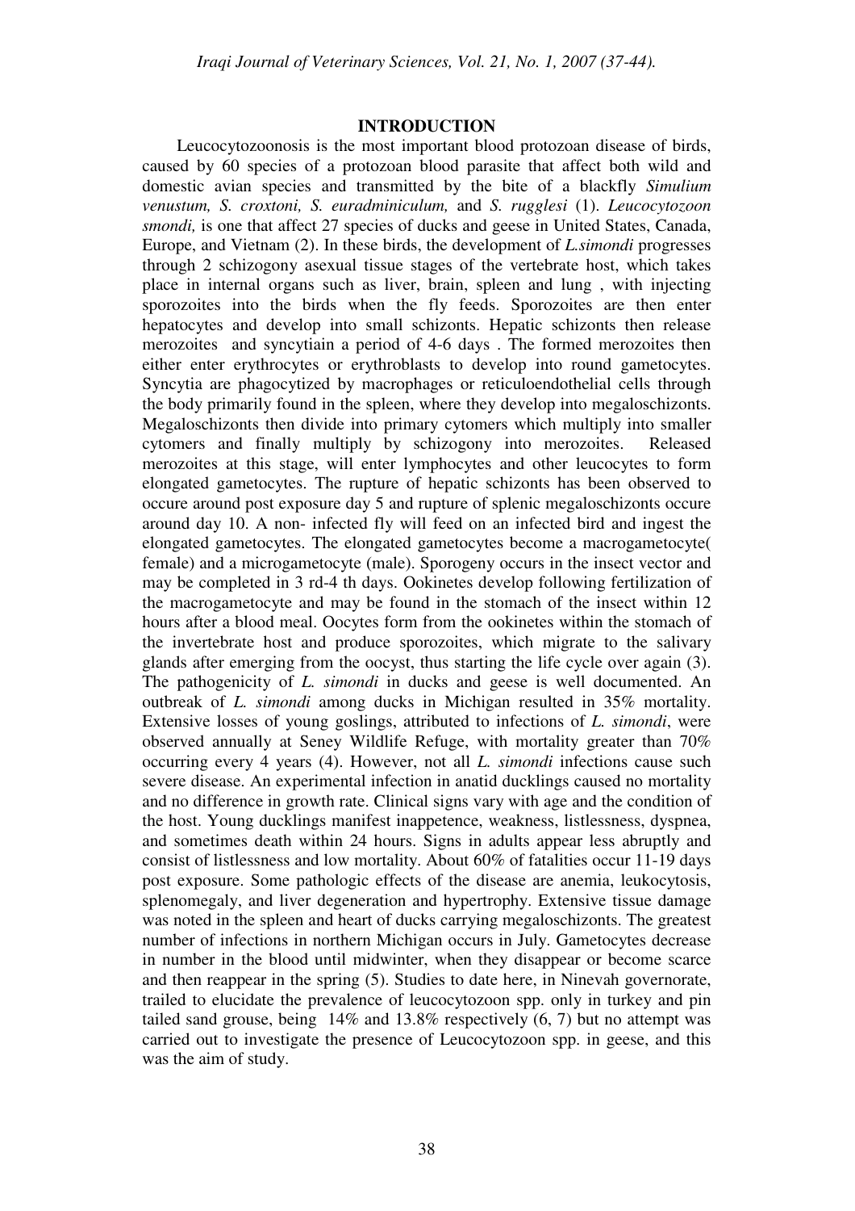## INTRODUCTION

Leucocytozoonosis is the most important blood protozoan disease of birds, caused by 60 species of a protozoan blood parasite that affect both wild and domestic avian species and transmitted by the bite of a blackfly *Simulium venustum, S. croxtoni, S. euradminiculum,* and *S. rugglesi* (1). *Leucocytozoon smondi,* is one that affect 27 species of ducks and geese in United States, Canada, Europe, and Vietnam (2). In these birds, the development of *L.simondi* progresses through 2 schizogony asexual tissue stages of the vertebrate host, which takes place in internal organs such as liver, brain, spleen and lung , with injecting sporozoites into the birds when the fly feeds. Sporozoites are then enter hepatocytes and develop into small schizonts. Hepatic schizonts then release merozoites and syncytiain a period of 4-6 days . The formed merozoites then either enter erythrocytes or erythroblasts to develop into round gametocytes. Syncytia are phagocytized by macrophages or reticuloendothelial cells through the body primarily found in the spleen, where they develop into megaloschizonts. Megaloschizonts then divide into primary cytomers which multiply into smaller cytomers and finally multiply by schizogony into merozoites. Released merozoites at this stage, will enter lymphocytes and other leucocytes to form elongated gametocytes. The rupture of hepatic schizonts has been observed to occure around post exposure day 5 and rupture of splenic megaloschizonts occure around day 10. A non- infected fly will feed on an infected bird and ingest the elongated gametocytes. The elongated gametocytes become a macrogametocyte( female) and a microgametocyte (male). Sporogeny occurs in the insect vector and may be completed in 3 rd-4 th days. Ookinetes develop following fertilization of the macrogametocyte and may be found in the stomach of the insect within 12 hours after a blood meal. Oocytes form from the ookinetes within the stomach of the invertebrate host and produce sporozoites, which migrate to the salivary glands after emerging from the oocyst, thus starting the life cycle over again (3). The pathogenicity of *L. simondi* in ducks and geese is well documented. An outbreak of *L. simondi* among ducks in Michigan resulted in 35% mortality. Extensive losses of young goslings, attributed to infections of *L. simondi*, were observed annually at Seney Wildlife Refuge, with mortality greater than 70% occurring every 4 years (4). However, not all *L. simondi* infections cause such severe disease. An experimental infection in anatid ducklings caused no mortality and no difference in growth rate. Clinical signs vary with age and the condition of the host. Young ducklings manifest inappetence, weakness, listlessness, dyspnea, and sometimes death within 24 hours. Signs in adults appear less abruptly and consist of listlessness and low mortality. About 60% of fatalities occur 11-19 days post exposure. Some pathologic effects of the disease are anemia, leukocytosis, splenomegaly, and liver degeneration and hypertrophy. Extensive tissue damage was noted in the spleen and heart of ducks carrying megaloschizonts. The greatest number of infections in northern Michigan occurs in July. Gametocytes decrease in number in the blood until midwinter, when they disappear or become scarce and then reappear in the spring (5). Studies to date here, in Ninevah governorate, trailed to elucidate the prevalence of leucocytozoon spp. only in turkey and pin tailed sand grouse, being 14% and 13.8% respectively (6, 7) but no attempt was carried out to investigate the presence of Leucocytozoon spp. in geese, and this was the aim of study.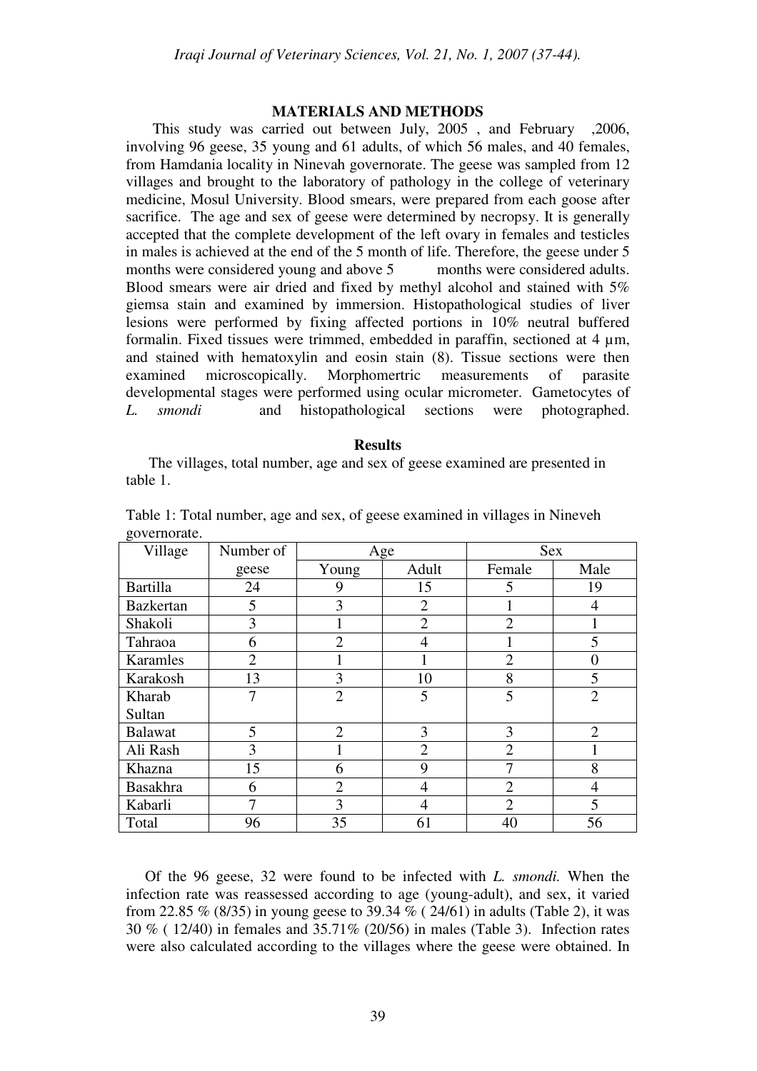## MATERIALS AND METHODS

This study was carried out between July, 2005 , and February ,2006, involving 96 geese, 35 young and 61 adults, of which 56 males, and 40 females, from Hamdania locality in Ninevah governorate. The geese was sampled from 12 villages and brought to the laboratory of pathology in the college of veterinary medicine, Mosul University. Blood smears, were prepared from each goose after sacrifice. The age and sex of geese were determined by necropsy. It is generally accepted that the complete development of the left ovary in females and testicles in males is achieved at the end of the 5 month of life. Therefore, the geese under 5 months were considered young and above 5 months were considered adults. Blood smears were air dried and fixed by methyl alcohol and stained with 5% giemsa stain and examined by immersion. Histopathological studies of liver lesions were performed by fixing affected portions in 10% neutral buffered formalin. Fixed tissues were trimmed, embedded in paraffin, sectioned at 4 µm, and stained with hematoxylin and eosin stain (8). Tissue sections were then examined microscopically. Morphomertric measurements of parasite developmental stages were performed using ocular micrometer. Gametocytes of *L. smondi* and histopathological sections were photographed.

## Results

The villages, total number, age and sex of geese examined are presented in table 1.

Table 1: Total number, age and sex, of geese examined in villages in Nineveh governorate.

| Village | Number of geese | Age | | Sex | |
|---|---|---|---|---|---|
| | | Young | Adult | Female | Male |
| Bartilla | 24 | 9 | 15 | 5 | 19 |
| Bazkertan | 5 | 3 | 2 | 1 | 4 |
| Shakoli | 3 | 1 | 2 | 2 | 1 |
| Tahraoa | 6 | 2 | 4 | 1 | 5 |
| Karamles | 2 | 1 | 1 | 2 | 0 |
| Karakosh | 13 | 3 | 10 | 8 | 5 |
| Kharab Sultan | 7 | 2 | 5 | 5 | 2 |
| Balawat | 5 | 2 | 3 | 3 | 2 |
| Ali Rash | 3 | 1 | 2 | 2 | 1 |
| Khazna | 15 | 6 | 9 | 7 | 8 |
| Basakhra | 6 | 2 | 4 | 2 | 4 |
| Kabarli | 7 | 3 | 4 | 2 | 5 |
| Total | 96 | 35 | 61 | 40 | 56 |

Of the 96 geese, 32 were found to be infected with *L. smondi.* When the infection rate was reassessed according to age (young-adult), and sex, it varied from 22.85 % (8/35) in young geese to 39.34 % ( 24/61) in adults (Table 2), it was 30 % ( 12/40) in females and 35.71% (20/56) in males (Table 3). Infection rates were also calculated according to the villages where the geese were obtained. In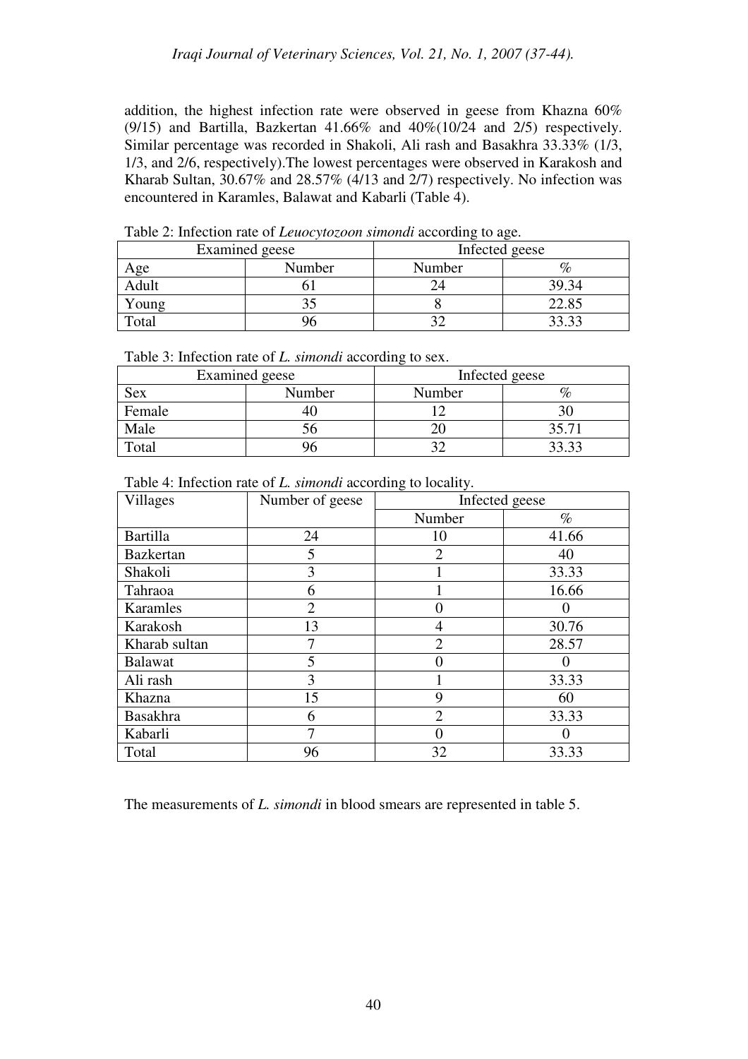addition, the highest infection rate were observed in geese from Khazna 60% (9/15) and Bartilla, Bazkertan 41.66% and 40%(10/24 and 2/5) respectively. Similar percentage was recorded in Shakoli, Ali rash and Basakhra 33.33% (1/3, 1/3, and 2/6, respectively).The lowest percentages were observed in Karakosh and Kharab Sultan, 30.67% and 28.57% (4/13 and 2/7) respectively. No infection was encountered in Karamles, Balawat and Kabarli (Table 4).

Table 2: Infection rate of *Leuocytozoon simondi* according to age.

| Examined geese | | Infected geese | |
|---|---|---|---|
| Age | Number | Number | % |
| Adult | 61 | 24 | 39.34 |
| Young | 35 | 8 | 22.85 |
| Total | 96 | 32 | 33.33 |

Table 3: Infection rate of *L. simondi* according to sex.

| Examined geese | | Infected geese | |
|---|---|---|---|
| Sex | Number | Number | % |
| Female | 40 | 12 | 30 |
| Male | 56 | 20 | 35.71 |
| Total | 96 | 32 | 33.33 |

Table 4: Infection rate of *L. simondi* according to locality.

| Villages | Number of geese | Infected geese | |
|---|---|---|---|
| | | Number | % |
| Bartilla | 24 | 10 | 41.66 |
| Bazkertan | 5 | 2 | 40 |
| Shakoli | 3 | 1 | 33.33 |
| Tahraoa | 6 | 1 | 16.66 |
| Karamles | 2 | 0 | 0 |
| Karakosh | 13 | 4 | 30.76 |
| Kharab sultan | 7 | 2 | 28.57 |
| Balawat | 5 | 0 | 0 |
| Ali rash | 3 | 1 | 33.33 |
| Khazna | 15 | 9 | 60 |
| Basakhra | 6 | 2 | 33.33 |
| Kabarli | 7 | 0 | 0 |
| Total | 96 | 32 | 33.33 |

The measurements of *L. simondi* in blood smears are represented in table 5.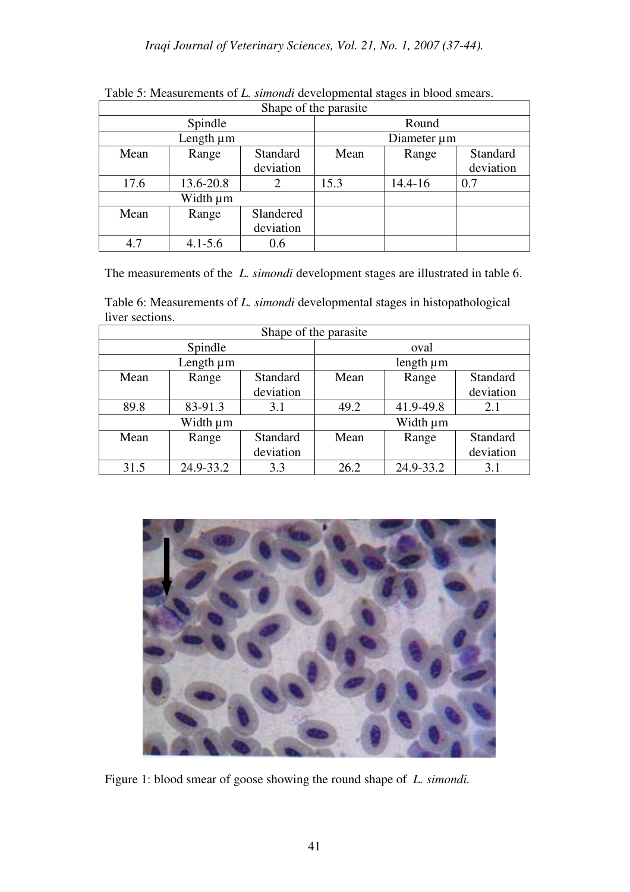Table 5: Measurements of *L. simondi* developmental stages in blood smears.

| Shape of the parasite | | | | | |
|---|---|---|---|---|---|
| Spindle | | | Round | | |
| Length µm | | | Diameter µm | | |
| Mean | Range | Standard deviation | Mean | Range | Standard deviation |
| 17.6 | 13.6-20.8 | 2 | 15.3 | 14.4-16 | 0.7 |
| Width µm | | | | | |
| Mean | Range | Slandered deviation | | | |
| 4.7 | 4.1-5.6 | 0.6 | | | |

The measurements of the *L. simondi* development stages are illustrated in table 6.

Table 6: Measurements of *L. simondi* developmental stages in histopathological liver sections.

| Shape of the parasite | | | | | |
|---|---|---|---|---|---|
| Spindle | | | oval | | |
| Length µm | | | length µm | | |
| Mean | Range | Standard deviation | Mean | Range | Standard deviation |
| 89.8 | 83-91.3 | 3.1 | 49.2 | 41.9-49.8 | 2.1 |
| Width µm | | | Width µm | | |
| Mean | Range | Standard deviation | Mean | Range | Standard deviation |
| 31.5 | 24.9-33.2 | 3.3 | 26.2 | 24.9-33.2 | 3.1 |

Figure 1: blood smear of goose showing the round shape of *L. simondi.*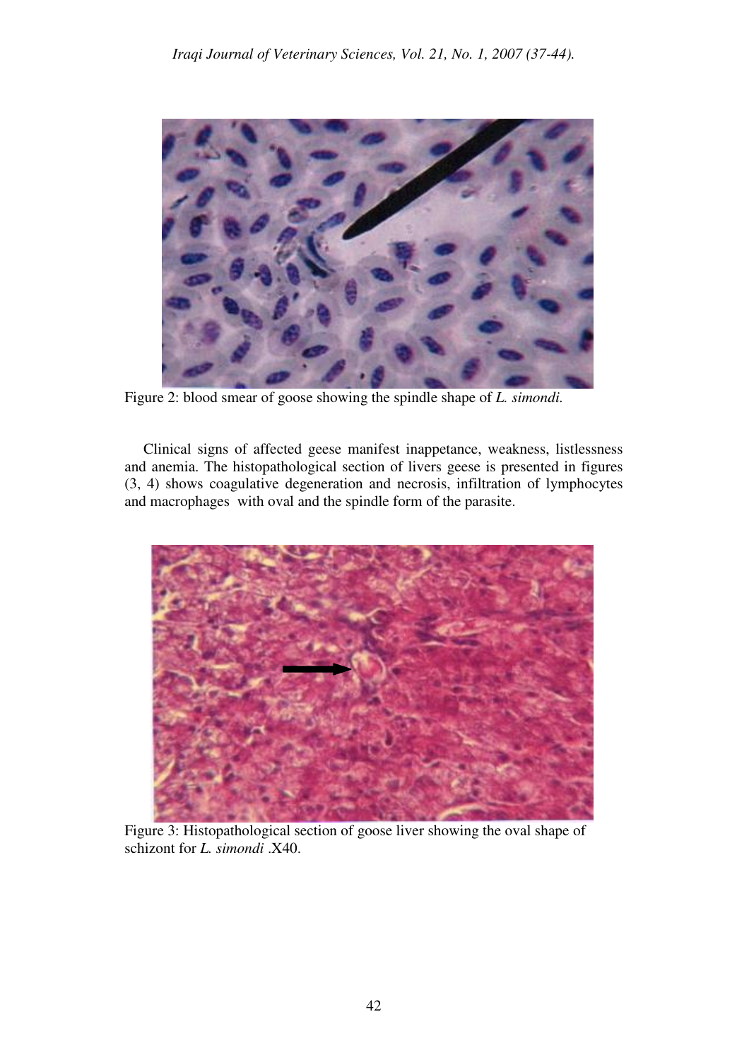Figure 2: blood smear of goose showing the spindle shape of *L. simondi.*

Clinical signs of affected geese manifest inappetance, weakness, listlessness and anemia. The histopathological section of livers geese is presented in figures (3, 4) shows coagulative degeneration and necrosis, infiltration of lymphocytes and macrophages with oval and the spindle form of the parasite.

Figure 3: Histopathological section of goose liver showing the oval shape of schizont for *L. simondi* .X40.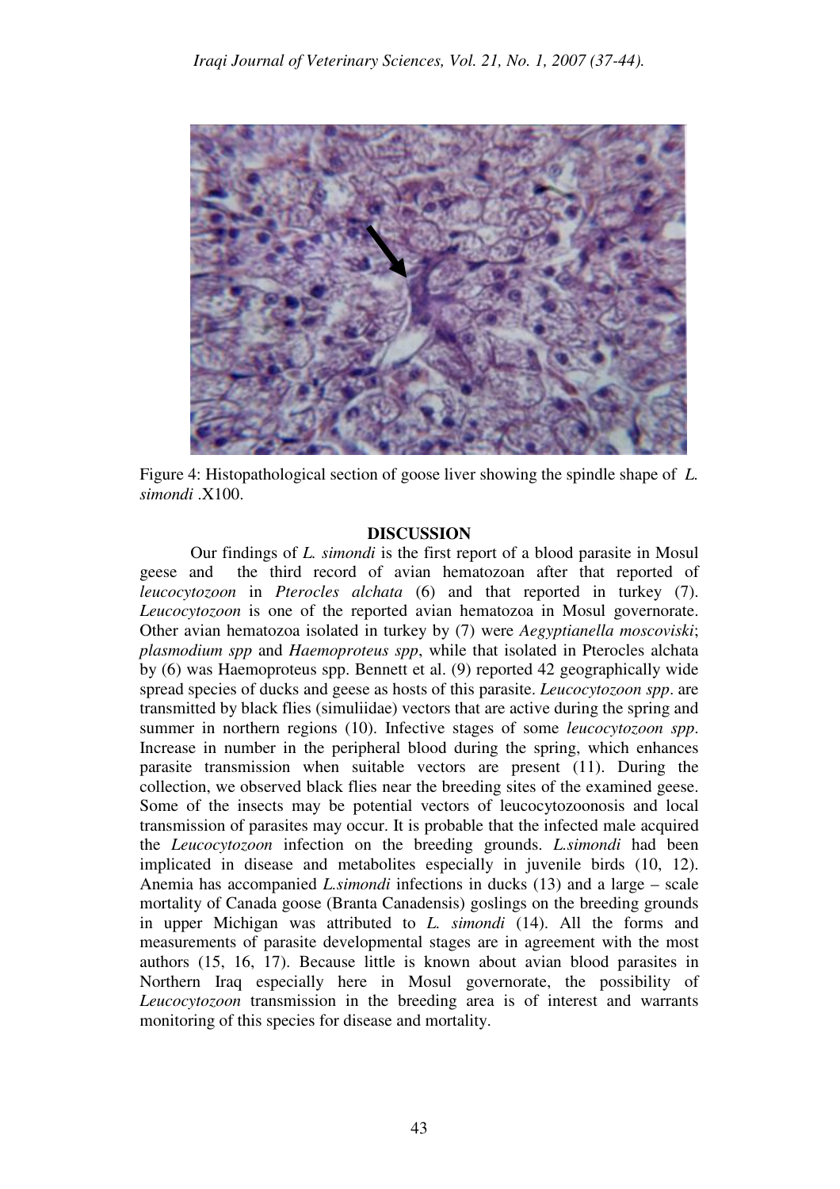Figure 4: Histopathological section of goose liver showing the spindle shape of *L. simondi* .X100.

## DISCUSSION

Our findings of *L. simondi* is the first report of a blood parasite in Mosul geese and the third record of avian hematozoan after that reported of *leucocytozoon* in *Pterocles alchata* (6) and that reported in turkey (7). *Leucocytozoon* is one of the reported avian hematozoa in Mosul governorate. Other avian hematozoa isolated in turkey by (7) were *Aegyptianella moscoviski*; *plasmodium spp* and *Haemoproteus spp*, while that isolated in Pterocles alchata by (6) was Haemoproteus spp. Bennett et al. (9) reported 42 geographically wide spread species of ducks and geese as hosts of this parasite. *Leucocytozoon spp*. are transmitted by black flies (simuliidae) vectors that are active during the spring and summer in northern regions (10). Infective stages of some *leucocytozoon spp*. Increase in number in the peripheral blood during the spring, which enhances parasite transmission when suitable vectors are present (11). During the collection, we observed black flies near the breeding sites of the examined geese. Some of the insects may be potential vectors of leucocytozoonosis and local transmission of parasites may occur. It is probable that the infected male acquired the *Leucocytozoon* infection on the breeding grounds. *L.simondi* had been implicated in disease and metabolites especially in juvenile birds (10, 12). Anemia has accompanied *L.simondi* infections in ducks (13) and a large – scale mortality of Canada goose (Branta Canadensis) goslings on the breeding grounds in upper Michigan was attributed to *L. simondi* (14). All the forms and measurements of parasite developmental stages are in agreement with the most authors (15, 16, 17). Because little is known about avian blood parasites in Northern Iraq especially here in Mosul governorate, the possibility of *Leucocytozoon* transmission in the breeding area is of interest and warrants monitoring of this species for disease and mortality.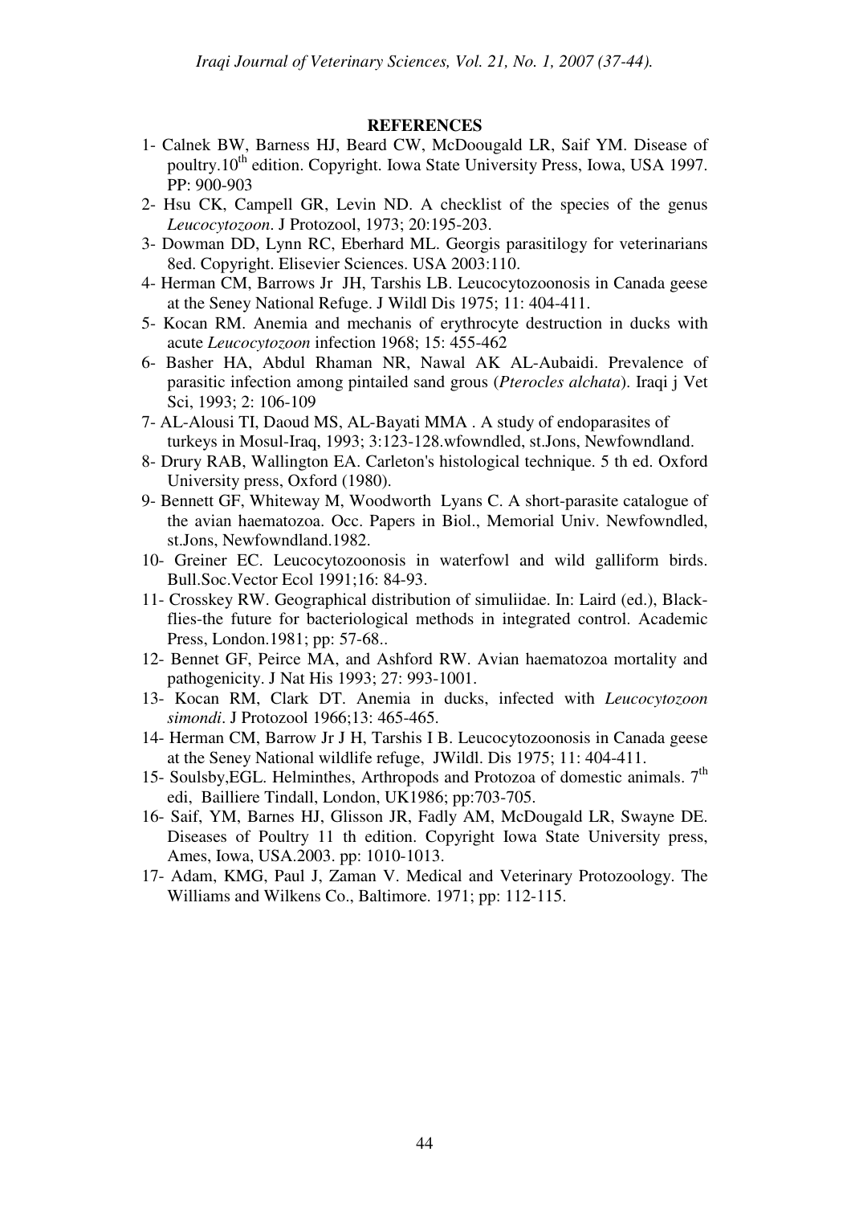**REFERENCES**

1- Calnek BW, Barness HJ, Beard CW, McDoougald LR, Saif YM. Disease of poultry.10th edition. Copyright. Iowa State University Press, Iowa, USA 1997. PP: 900-903
2- Hsu CK, Campell GR, Levin ND. A checklist of the species of the genus *Leucocytozoon*. J Protozool, 1973; 20:195-203.
3- Dowman DD, Lynn RC, Eberhard ML. Georgis parasitilogy for veterinarians 8ed. Copyright. Elisevier Sciences. USA 2003:110.
4- Herman CM, Barrows Jr JH, Tarshis LB. Leucocytozoonosis in Canada geese at the Seney National Refuge. J Wildl Dis 1975; 11: 404-411.
5- Kocan RM. Anemia and mechanis of erythrocyte destruction in ducks with acute *Leucocytozoon* infection 1968; 15: 455-462
6- Basher HA, Abdul Rhaman NR, Nawal AK AL-Aubaidi. Prevalence of parasitic infection among pintailed sand grous (*Pterocles alchata*). Iraqi j Vet Sci, 1993; 2: 106-109
7- AL-Alousi TI, Daoud MS, AL-Bayati MMA . A study of endoparasites of turkeys in Mosul-Iraq, 1993; 3:123-128.wfowndled, st.Jons, Newfowndland.
8- Drury RAB, Wallington EA. Carleton's histological technique. 5 th ed. Oxford University press, Oxford (1980).
9- Bennett GF, Whiteway M, Woodworth Lyans C. A short-parasite catalogue of the avian haematozoa. Occ. Papers in Biol., Memorial Univ. Newfowndled, st.Jons, Newfowndland.1982.
10- Greiner EC. Leucocytozoonosis in waterfowl and wild galliform birds. Bull.Soc.Vector Ecol 1991;16: 84-93.
11- Crosskey RW. Geographical distribution of simuliidae. In: Laird (ed.), Black-flies-the future for bacteriological methods in integrated control. Academic Press, London.1981; pp: 57-68..
12- Bennet GF, Peirce MA, and Ashford RW. Avian haematozoa mortality and pathogenicity. J Nat His 1993; 27: 993-1001.
13- Kocan RM, Clark DT. Anemia in ducks, infected with *Leucocytozoon simondi*. J Protozool 1966;13: 465-465.
14- Herman CM, Barrow Jr J H, Tarshis I B. Leucocytozoonosis in Canada geese at the Seney National wildlife refuge, JWildl. Dis 1975; 11: 404-411.
15- Soulsby,EGL. Helminthes, Arthropods and Protozoa of domestic animals. 7th edi, Bailliere Tindall, London, UK1986; pp:703-705.
16- Saif, YM, Barnes HJ, Glisson JR, Fadly AM, McDougald LR, Swayne DE. Diseases of Poultry 11 th edition. Copyright Iowa State University press, Ames, Iowa, USA.2003. pp: 1010-1013.
17- Adam, KMG, Paul J, Zaman V. Medical and Veterinary Protozoology. The Williams and Wilkens Co., Baltimore. 1971; pp: 112-115.